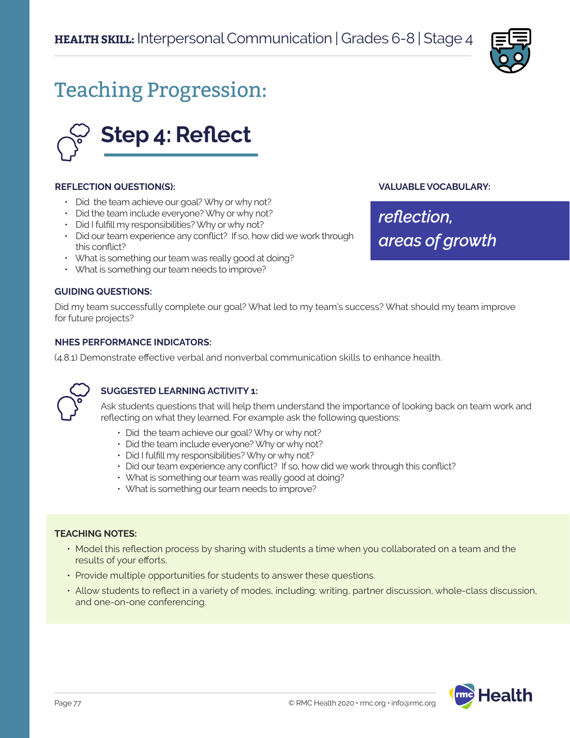**HEALTH SKILL:** Interpersonal Communication | Grades 6-8 | Stage 4

# Teaching Progression:

## Step 4: Reflect

**REFLECTION QUESTION(S):**

- Did the team achieve our goal? Why or why not?
- Did the team include everyone? Why or why not?
- Did I fulfill my responsibilities? Why or why not?
- Did our team experience any conflict? If so, how did we work through this conflict?
- What is something our team was really good at doing?
- What is something our team needs to improve?

**VALUABLE VOCABULARY:**

*reflection, areas of growth*

**GUIDING QUESTIONS:**

Did my team successfully complete our goal? What led to my team's success? What should my team improve for future projects?

**NHES PERFORMANCE INDICATORS:**

(4.8.1) Demonstrate effective verbal and nonverbal communication skills to enhance health.

**SUGGESTED LEARNING ACTIVITY 1:**

Ask students questions that will help them understand the importance of looking back on team work and reflecting on what they learned. For example ask the following questions:

- Did the team achieve our goal? Why or why not?
- Did the team include everyone? Why or why not?
- Did I fulfill my responsibilities? Why or why not?
- Did our team experience any conflict? If so, how did we work through this conflict?
- What is something our team was really good at doing?
- What is something our team needs to improve?

**TEACHING NOTES:**

- Model this reflection process by sharing with students a time when you collaborated on a team and the results of your efforts.
- Provide multiple opportunities for students to answer these questions.
- Allow students to reflect in a variety of modes, including: writing, partner discussion, whole-class discussion, and one-on-one conferencing.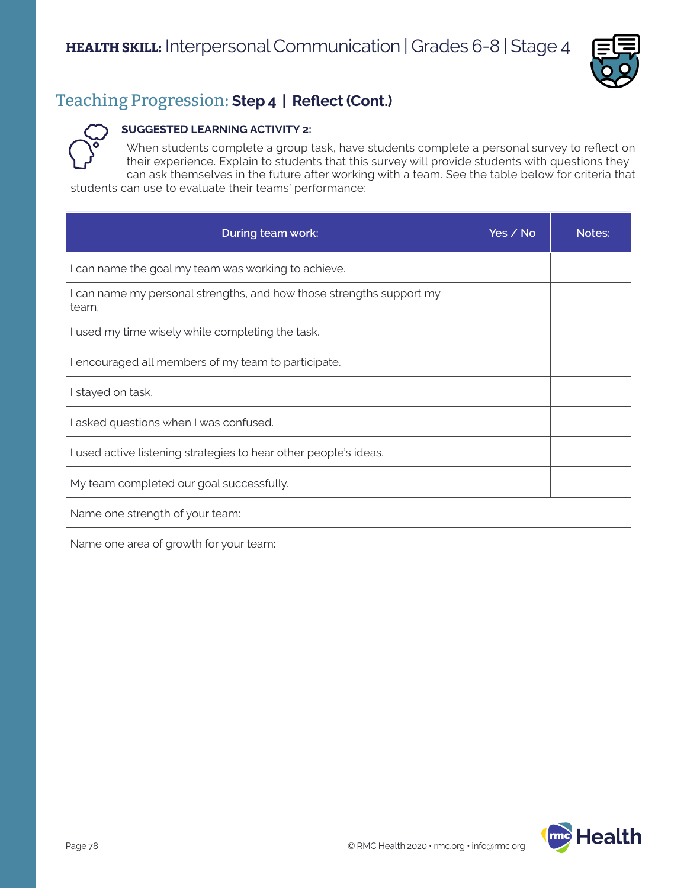# HEALTH SKILL: Interpersonal Communication | Grades 6-8 | Stage 4

## Teaching Progression: Step 4 | Reflect (Cont.)

**SUGGESTED LEARNING ACTIVITY 2:**

When students complete a group task, have students complete a personal survey to reflect on their experience. Explain to students that this survey will provide students with questions they can ask themselves in the future after working with a team. See the table below for criteria that students can use to evaluate their teams' performance:

| During team work: | Yes / No | Notes: |
|---|---|---|
| I can name the goal my team was working to achieve. | | |
| I can name my personal strengths, and how those strengths support my team. | | |
| I used my time wisely while completing the task. | | |
| I encouraged all members of my team to participate. | | |
| I stayed on task. | | |
| I asked questions when I was confused. | | |
| I used active listening strategies to hear other people's ideas. | | |
| My team completed our goal successfully. | | |
| Name one strength of your team: | | |
| Name one area of growth for your team: | | |

© RMC Health 2020 • rmc.org • info@rmc.org